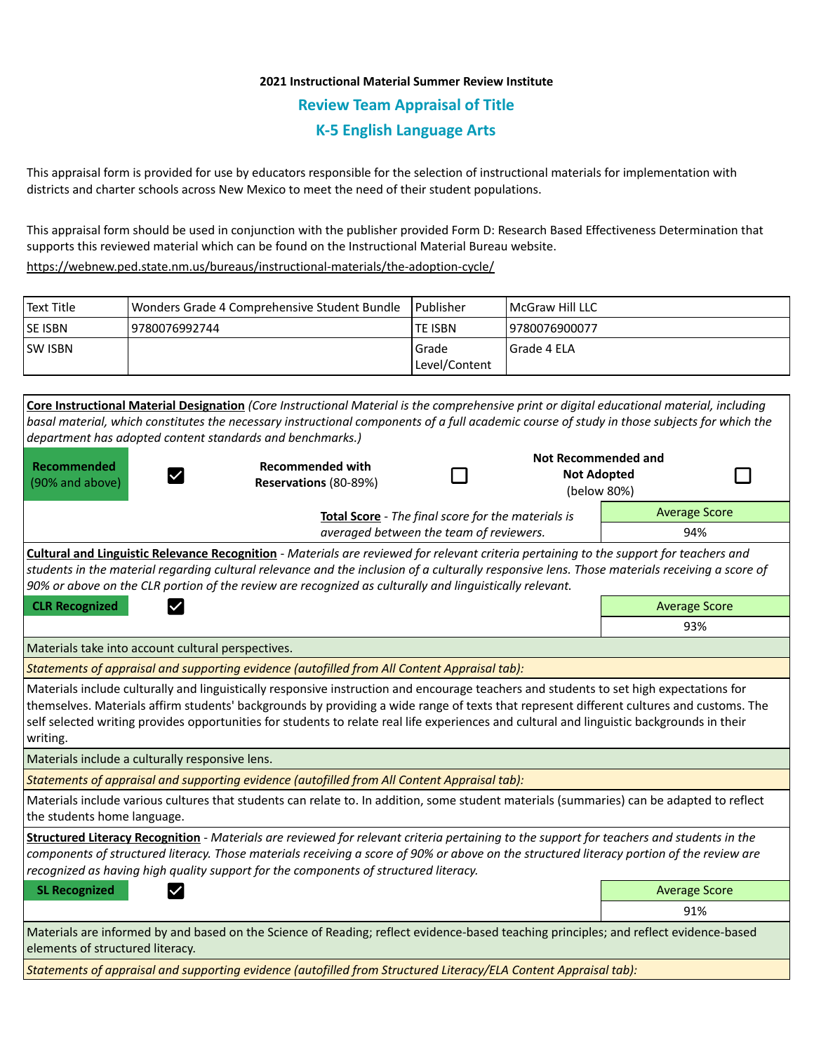**2021 Instructional Material Summer Review Institute**

## Review Team Appraisal of Title

## K-5 English Language Arts

This appraisal form is provided for use by educators responsible for the selection of instructional materials for implementation with districts and charter schools across New Mexico to meet the need of their student populations.

This appraisal form should be used in conjunction with the publisher provided Form D: Research Based Effectiveness Determination that supports this reviewed material which can be found on the Instructional Material Bureau website.

https://webnew.ped.state.nm.us/bureaus/instructional-materials/the-adoption-cycle/

| Text Title | Wonders Grade 4 Comprehensive Student Bundle | Publisher | McGraw Hill LLC |
|---|---|---|---|
| SE ISBN | 9780076992744 | TE ISBN | 9780076900077 |
| SW ISBN | | Grade Level/Content | Grade 4 ELA |

**Core Instructional Material Designation** *(Core Instructional Material is the comprehensive print or digital educational material, including basal material, which constitutes the necessary instructional components of a full academic course of study in those subjects for which the department has adopted content standards and benchmarks.)*

| Recommended (90% and above) | ☑ | Recommended with Reservations (80-89%) | ☐ | Not Recommended and Not Adopted (below 80%) | ☐ |
|---|---|---|---|---|---|

**Total Score** - *The final score for the materials is averaged between the team of reviewers.*

| Average Score |
|---|
| 94% |

**Cultural and Linguistic Relevance Recognition** - *Materials are reviewed for relevant criteria pertaining to the support for teachers and students in the material regarding cultural relevance and the inclusion of a culturally responsive lens. Those materials receiving a score of 90% or above on the CLR portion of the review are recognized as culturally and linguistically relevant.*

**CLR Recognized** ☑

| Average Score |
|---|
| 93% |

Materials take into account cultural perspectives.

*Statements of appraisal and supporting evidence (autofilled from All Content Appraisal tab):*

Materials include culturally and linguistically responsive instruction and encourage teachers and students to set high expectations for themselves. Materials affirm students' backgrounds by providing a wide range of texts that represent different cultures and customs. The self selected writing provides opportunities for students to relate real life experiences and cultural and linguistic backgrounds in their writing.

Materials include a culturally responsive lens.

*Statements of appraisal and supporting evidence (autofilled from All Content Appraisal tab):*

Materials include various cultures that students can relate to. In addition, some student materials (summaries) can be adapted to reflect the students home language.

**Structured Literacy Recognition** - *Materials are reviewed for relevant criteria pertaining to the support for teachers and students in the components of structured literacy. Those materials receiving a score of 90% or above on the structured literacy portion of the review are recognized as having high quality support for the components of structured literacy.*

**SL Recognized** ☑

| Average Score |
|---|
| 91% |

Materials are informed by and based on the Science of Reading; reflect evidence-based teaching principles; and reflect evidence-based elements of structured literacy.

*Statements of appraisal and supporting evidence (autofilled from Structured Literacy/ELA Content Appraisal tab):*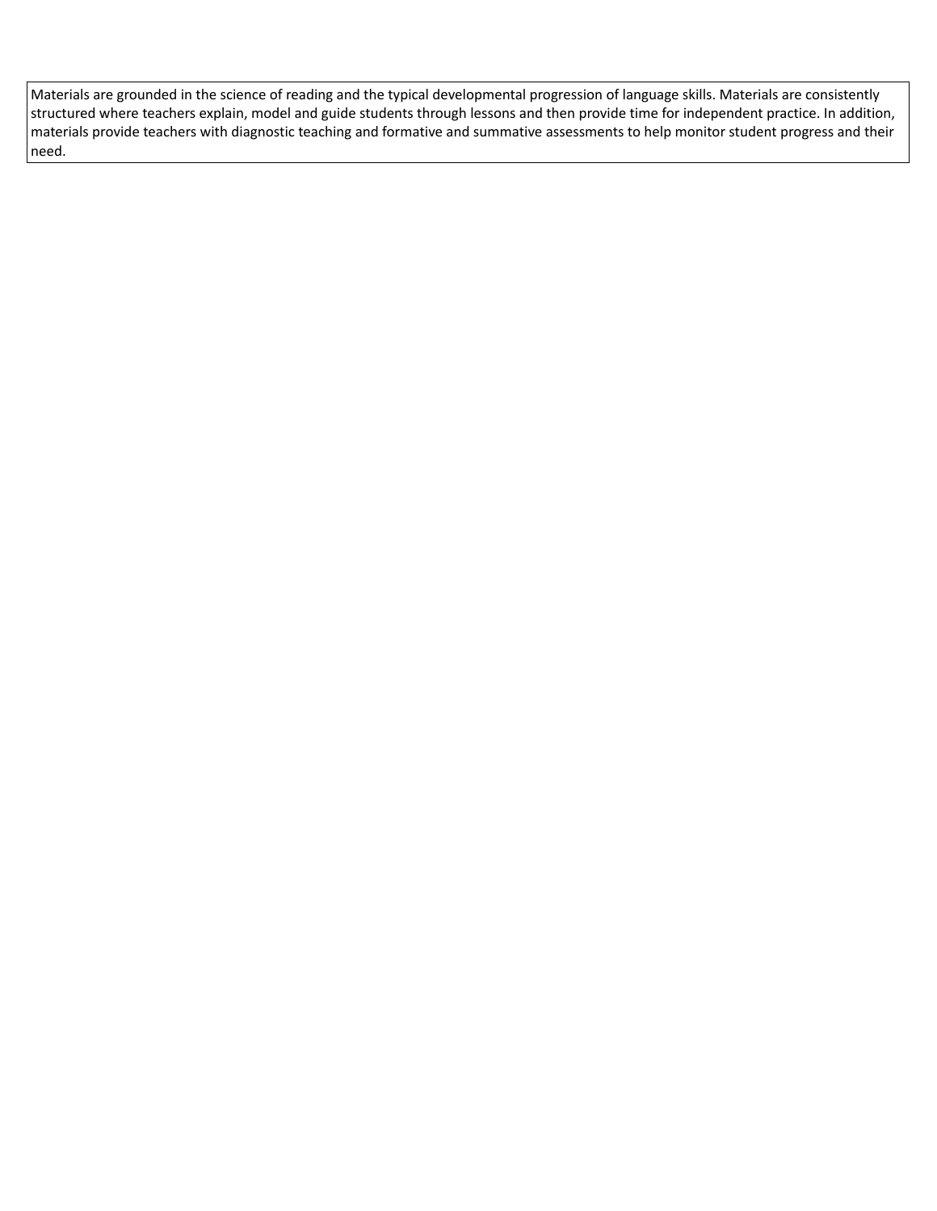Materials are grounded in the science of reading and the typical developmental progression of language skills. Materials are consistently structured where teachers explain, model and guide students through lessons and then provide time for independent practice. In addition, materials provide teachers with diagnostic teaching and formative and summative assessments to help monitor student progress and their need.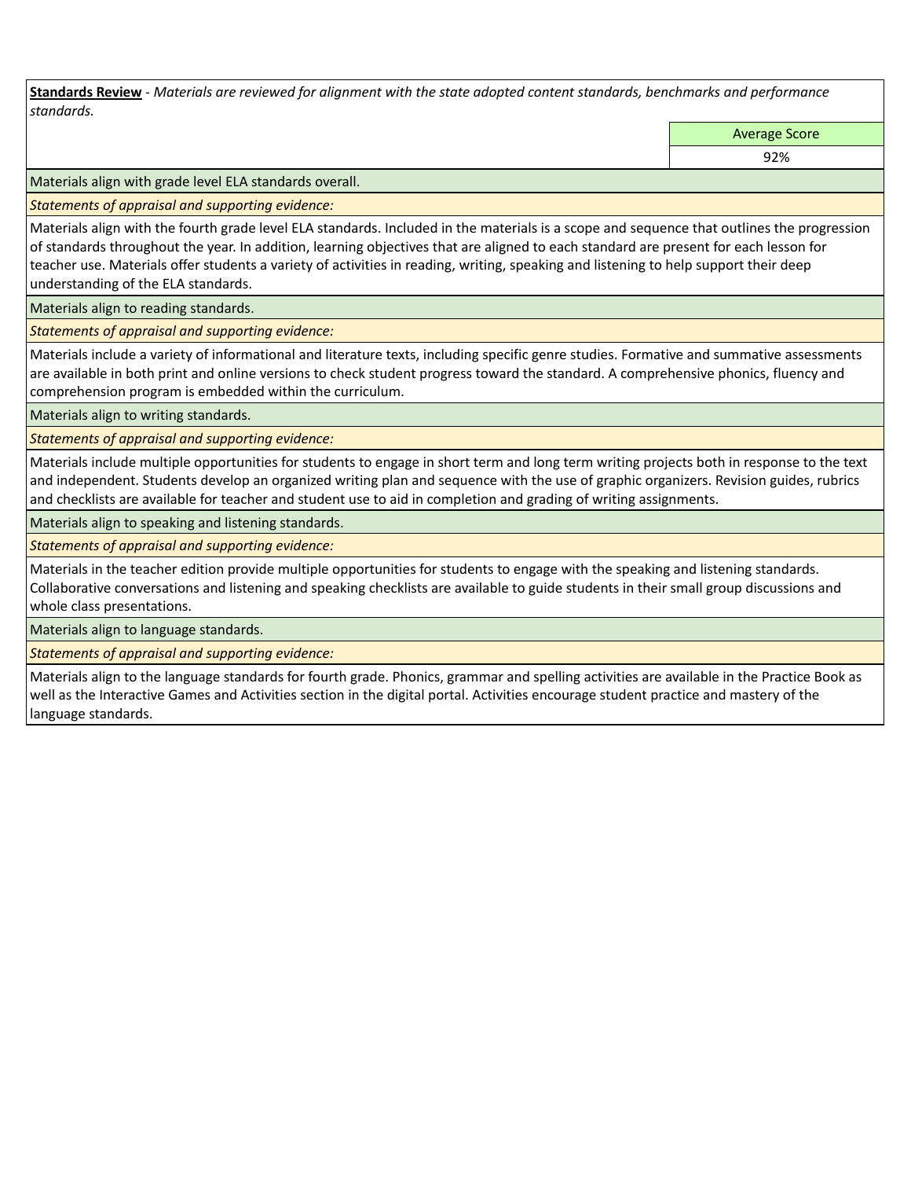**Standards Review** - *Materials are reviewed for alignment with the state adopted content standards, benchmarks and performance standards.*

| Average Score |
| --- |
| 92% |

Materials align with grade level ELA standards overall.

*Statements of appraisal and supporting evidence:*

Materials align with the fourth grade level ELA standards. Included in the materials is a scope and sequence that outlines the progression of standards throughout the year. In addition, learning objectives that are aligned to each standard are present for each lesson for teacher use. Materials offer students a variety of activities in reading, writing, speaking and listening to help support their deep understanding of the ELA standards.

Materials align to reading standards.

*Statements of appraisal and supporting evidence:*

Materials include a variety of informational and literature texts, including specific genre studies. Formative and summative assessments are available in both print and online versions to check student progress toward the standard. A comprehensive phonics, fluency and comprehension program is embedded within the curriculum.

Materials align to writing standards.

*Statements of appraisal and supporting evidence:*

Materials include multiple opportunities for students to engage in short term and long term writing projects both in response to the text and independent. Students develop an organized writing plan and sequence with the use of graphic organizers. Revision guides, rubrics and checklists are available for teacher and student use to aid in completion and grading of writing assignments.

Materials align to speaking and listening standards.

*Statements of appraisal and supporting evidence:*

Materials in the teacher edition provide multiple opportunities for students to engage with the speaking and listening standards. Collaborative conversations and listening and speaking checklists are available to guide students in their small group discussions and whole class presentations.

Materials align to language standards.

*Statements of appraisal and supporting evidence:*

Materials align to the language standards for fourth grade. Phonics, grammar and spelling activities are available in the Practice Book as well as the Interactive Games and Activities section in the digital portal. Activities encourage student practice and mastery of the language standards.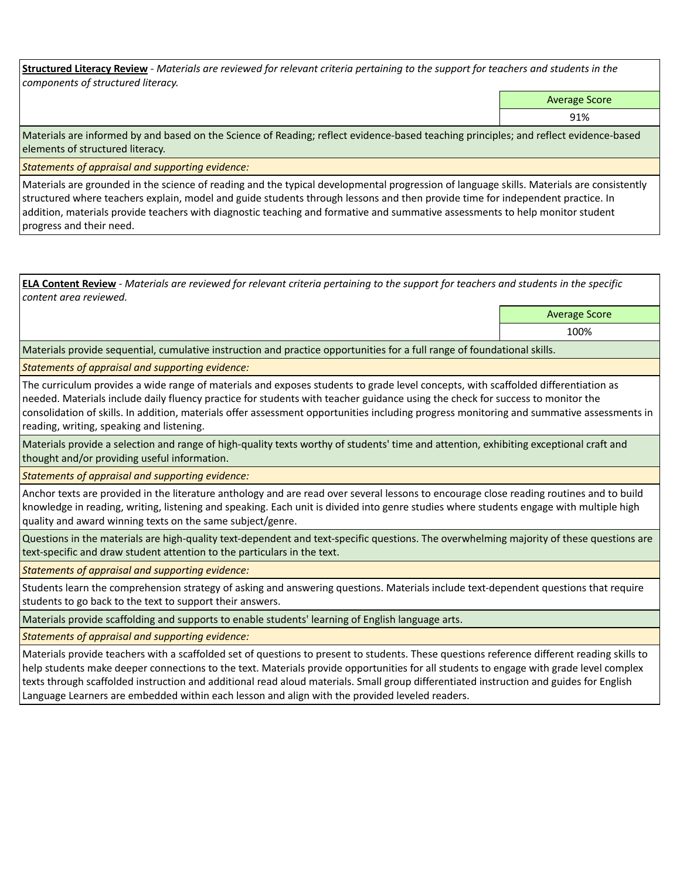**Structured Literacy Review** - *Materials are reviewed for relevant criteria pertaining to the support for teachers and students in the components of structured literacy.*

| Average Score |
| --- |
| 91% |

Materials are informed by and based on the Science of Reading; reflect evidence-based teaching principles; and reflect evidence-based elements of structured literacy.

*Statements of appraisal and supporting evidence:*

Materials are grounded in the science of reading and the typical developmental progression of language skills. Materials are consistently structured where teachers explain, model and guide students through lessons and then provide time for independent practice. In addition, materials provide teachers with diagnostic teaching and formative and summative assessments to help monitor student progress and their need.

**ELA Content Review** - *Materials are reviewed for relevant criteria pertaining to the support for teachers and students in the specific content area reviewed.*

| Average Score |
| --- |
| 100% |

Materials provide sequential, cumulative instruction and practice opportunities for a full range of foundational skills.

*Statements of appraisal and supporting evidence:*

The curriculum provides a wide range of materials and exposes students to grade level concepts, with scaffolded differentiation as needed. Materials include daily fluency practice for students with teacher guidance using the check for success to monitor the consolidation of skills. In addition, materials offer assessment opportunities including progress monitoring and summative assessments in reading, writing, speaking and listening.

Materials provide a selection and range of high-quality texts worthy of students' time and attention, exhibiting exceptional craft and thought and/or providing useful information.

*Statements of appraisal and supporting evidence:*

Anchor texts are provided in the literature anthology and are read over several lessons to encourage close reading routines and to build knowledge in reading, writing, listening and speaking. Each unit is divided into genre studies where students engage with multiple high quality and award winning texts on the same subject/genre.

Questions in the materials are high-quality text-dependent and text-specific questions. The overwhelming majority of these questions are text-specific and draw student attention to the particulars in the text.

*Statements of appraisal and supporting evidence:*

Students learn the comprehension strategy of asking and answering questions. Materials include text-dependent questions that require students to go back to the text to support their answers.

Materials provide scaffolding and supports to enable students' learning of English language arts.

*Statements of appraisal and supporting evidence:*

Materials provide teachers with a scaffolded set of questions to present to students. These questions reference different reading skills to help students make deeper connections to the text. Materials provide opportunities for all students to engage with grade level complex texts through scaffolded instruction and additional read aloud materials. Small group differentiated instruction and guides for English Language Learners are embedded within each lesson and align with the provided leveled readers.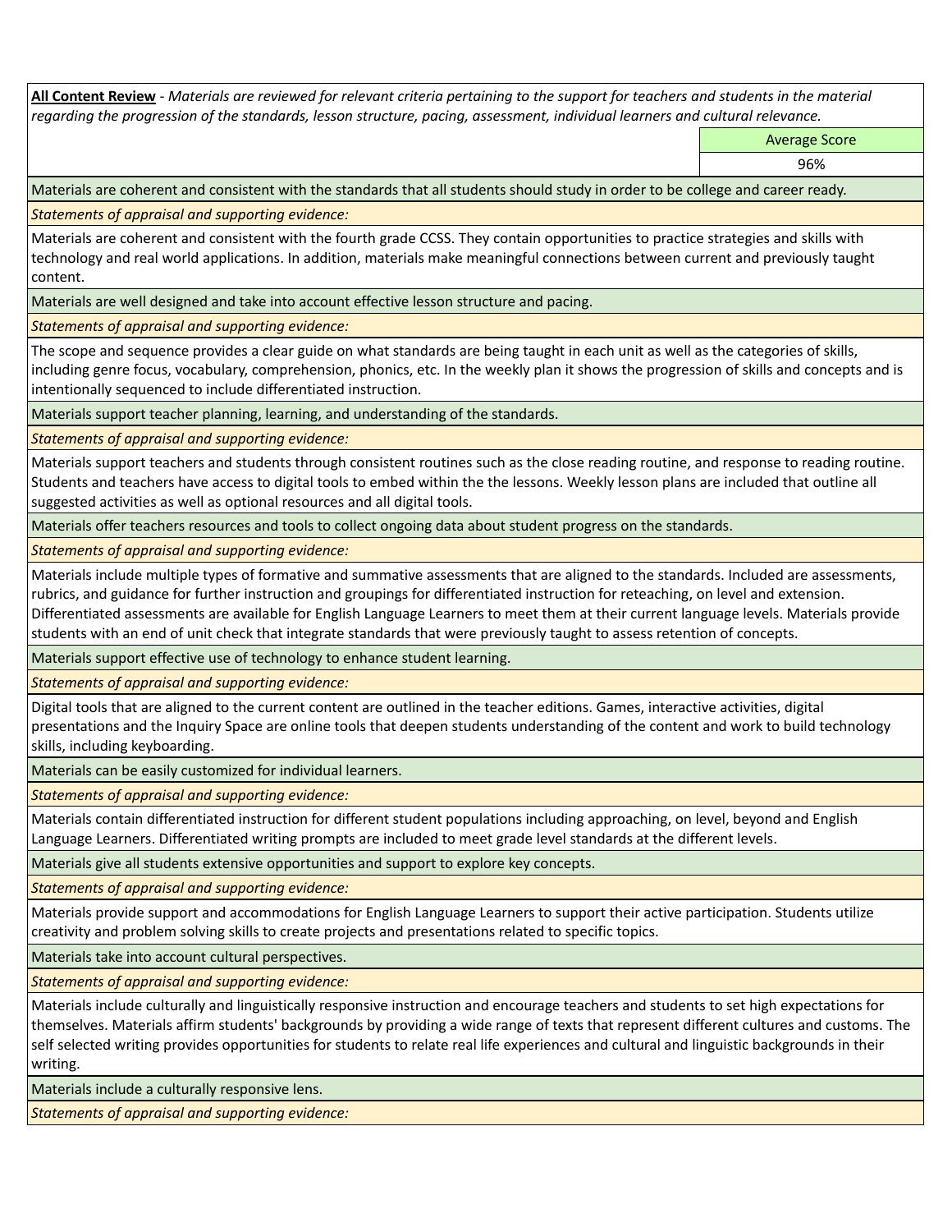**All Content Review** - *Materials are reviewed for relevant criteria pertaining to the support for teachers and students in the material regarding the progression of the standards, lesson structure, pacing, assessment, individual learners and cultural relevance.*

| | Average Score |
|---|---|
| | 96% |

Materials are coherent and consistent with the standards that all students should study in order to be college and career ready.

*Statements of appraisal and supporting evidence:*

Materials are coherent and consistent with the fourth grade CCSS. They contain opportunities to practice strategies and skills with technology and real world applications. In addition, materials make meaningful connections between current and previously taught content.

Materials are well designed and take into account effective lesson structure and pacing.

*Statements of appraisal and supporting evidence:*

The scope and sequence provides a clear guide on what standards are being taught in each unit as well as the categories of skills, including genre focus, vocabulary, comprehension, phonics, etc. In the weekly plan it shows the progression of skills and concepts and is intentionally sequenced to include differentiated instruction.

Materials support teacher planning, learning, and understanding of the standards.

*Statements of appraisal and supporting evidence:*

Materials support teachers and students through consistent routines such as the close reading routine, and response to reading routine. Students and teachers have access to digital tools to embed within the the lessons. Weekly lesson plans are included that outline all suggested activities as well as optional resources and all digital tools.

Materials offer teachers resources and tools to collect ongoing data about student progress on the standards.

*Statements of appraisal and supporting evidence:*

Materials include multiple types of formative and summative assessments that are aligned to the standards. Included are assessments, rubrics, and guidance for further instruction and groupings for differentiated instruction for reteaching, on level and extension. Differentiated assessments are available for English Language Learners to meet them at their current language levels. Materials provide students with an end of unit check that integrate standards that were previously taught to assess retention of concepts.

Materials support effective use of technology to enhance student learning.

*Statements of appraisal and supporting evidence:*

Digital tools that are aligned to the current content are outlined in the teacher editions. Games, interactive activities, digital presentations and the Inquiry Space are online tools that deepen students understanding of the content and work to build technology skills, including keyboarding.

Materials can be easily customized for individual learners.

*Statements of appraisal and supporting evidence:*

Materials contain differentiated instruction for different student populations including approaching, on level, beyond and English Language Learners. Differentiated writing prompts are included to meet grade level standards at the different levels.

Materials give all students extensive opportunities and support to explore key concepts.

*Statements of appraisal and supporting evidence:*

Materials provide support and accommodations for English Language Learners to support their active participation. Students utilize creativity and problem solving skills to create projects and presentations related to specific topics.

Materials take into account cultural perspectives.

*Statements of appraisal and supporting evidence:*

Materials include culturally and linguistically responsive instruction and encourage teachers and students to set high expectations for themselves. Materials affirm students' backgrounds by providing a wide range of texts that represent different cultures and customs. The self selected writing provides opportunities for students to relate real life experiences and cultural and linguistic backgrounds in their writing.

Materials include a culturally responsive lens.

*Statements of appraisal and supporting evidence:*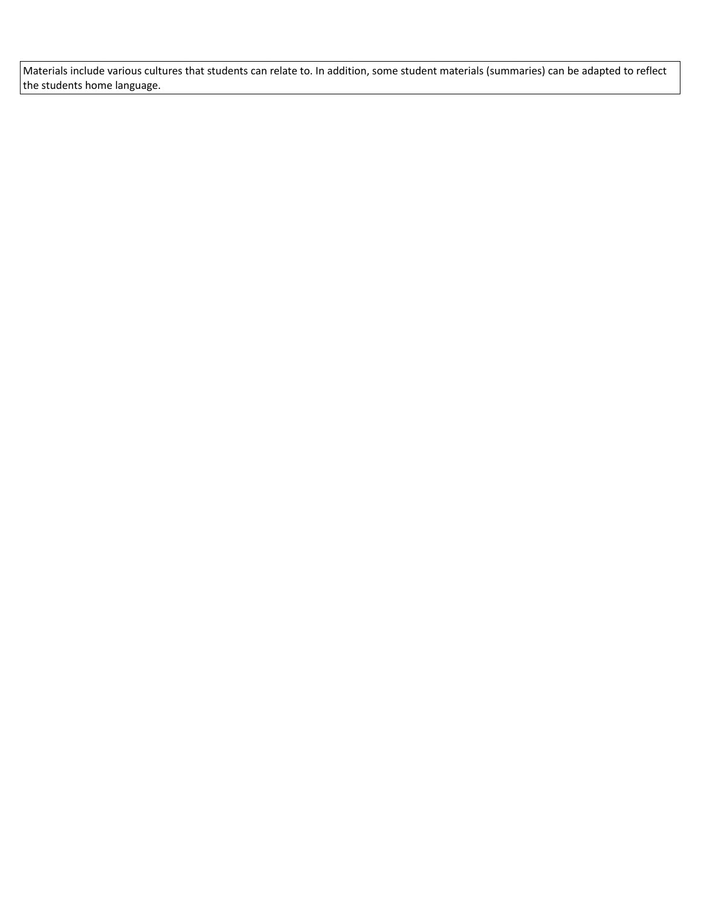| Materials include various cultures that students can relate to. In addition, some student materials (summaries) can be adapted to reflect the students home language. |
| --- |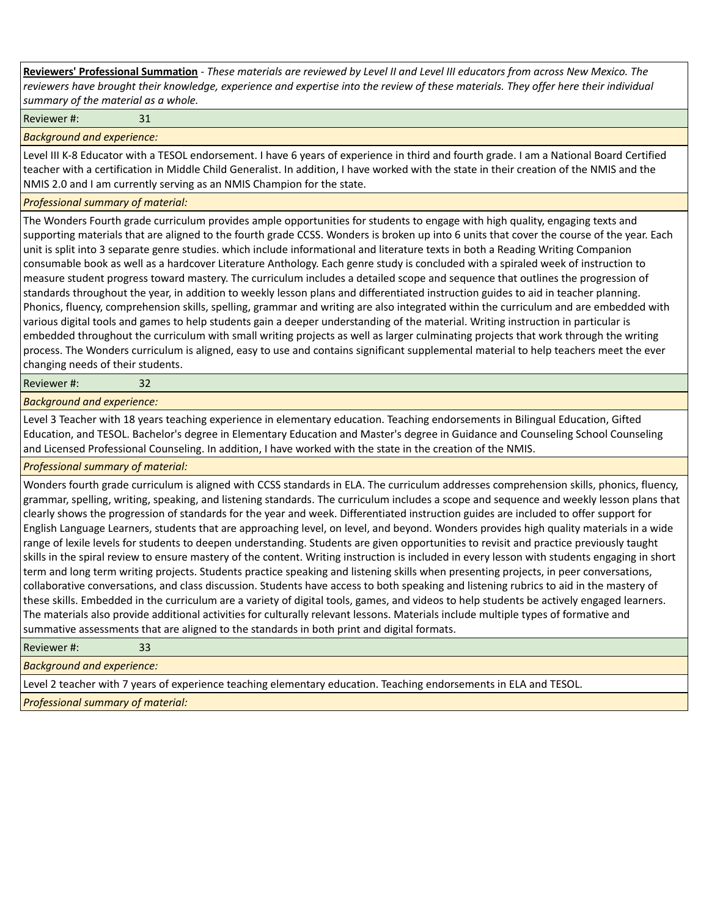**Reviewers' Professional Summation** - *These materials are reviewed by Level II and Level III educators from across New Mexico. The reviewers have brought their knowledge, experience and expertise into the review of these materials. They offer here their individual summary of the material as a whole.*

Reviewer #: 31

*Background and experience:*

Level III K-8 Educator with a TESOL endorsement. I have 6 years of experience in third and fourth grade. I am a National Board Certified teacher with a certification in Middle Child Generalist. In addition, I have worked with the state in their creation of the NMIS and the NMIS 2.0 and I am currently serving as an NMIS Champion for the state.

*Professional summary of material:*

The Wonders Fourth grade curriculum provides ample opportunities for students to engage with high quality, engaging texts and supporting materials that are aligned to the fourth grade CCSS. Wonders is broken up into 6 units that cover the course of the year. Each unit is split into 3 separate genre studies. which include informational and literature texts in both a Reading Writing Companion consumable book as well as a hardcover Literature Anthology. Each genre study is concluded with a spiraled week of instruction to measure student progress toward mastery. The curriculum includes a detailed scope and sequence that outlines the progression of standards throughout the year, in addition to weekly lesson plans and differentiated instruction guides to aid in teacher planning. Phonics, fluency, comprehension skills, spelling, grammar and writing are also integrated within the curriculum and are embedded with various digital tools and games to help students gain a deeper understanding of the material. Writing instruction in particular is embedded throughout the curriculum with small writing projects as well as larger culminating projects that work through the writing process. The Wonders curriculum is aligned, easy to use and contains significant supplemental material to help teachers meet the ever changing needs of their students.

Reviewer #: 32

*Background and experience:*

Level 3 Teacher with 18 years teaching experience in elementary education. Teaching endorsements in Bilingual Education, Gifted Education, and TESOL. Bachelor's degree in Elementary Education and Master's degree in Guidance and Counseling School Counseling and Licensed Professional Counseling. In addition, I have worked with the state in the creation of the NMIS.

*Professional summary of material:*

Wonders fourth grade curriculum is aligned with CCSS standards in ELA. The curriculum addresses comprehension skills, phonics, fluency, grammar, spelling, writing, speaking, and listening standards. The curriculum includes a scope and sequence and weekly lesson plans that clearly shows the progression of standards for the year and week. Differentiated instruction guides are included to offer support for English Language Learners, students that are approaching level, on level, and beyond. Wonders provides high quality materials in a wide range of lexile levels for students to deepen understanding. Students are given opportunities to revisit and practice previously taught skills in the spiral review to ensure mastery of the content. Writing instruction is included in every lesson with students engaging in short term and long term writing projects. Students practice speaking and listening skills when presenting projects, in peer conversations, collaborative conversations, and class discussion. Students have access to both speaking and listening rubrics to aid in the mastery of these skills. Embedded in the curriculum are a variety of digital tools, games, and videos to help students be actively engaged learners. The materials also provide additional activities for culturally relevant lessons. Materials include multiple types of formative and summative assessments that are aligned to the standards in both print and digital formats.

Reviewer #: 33

*Background and experience:*

Level 2 teacher with 7 years of experience teaching elementary education. Teaching endorsements in ELA and TESOL.

*Professional summary of material:*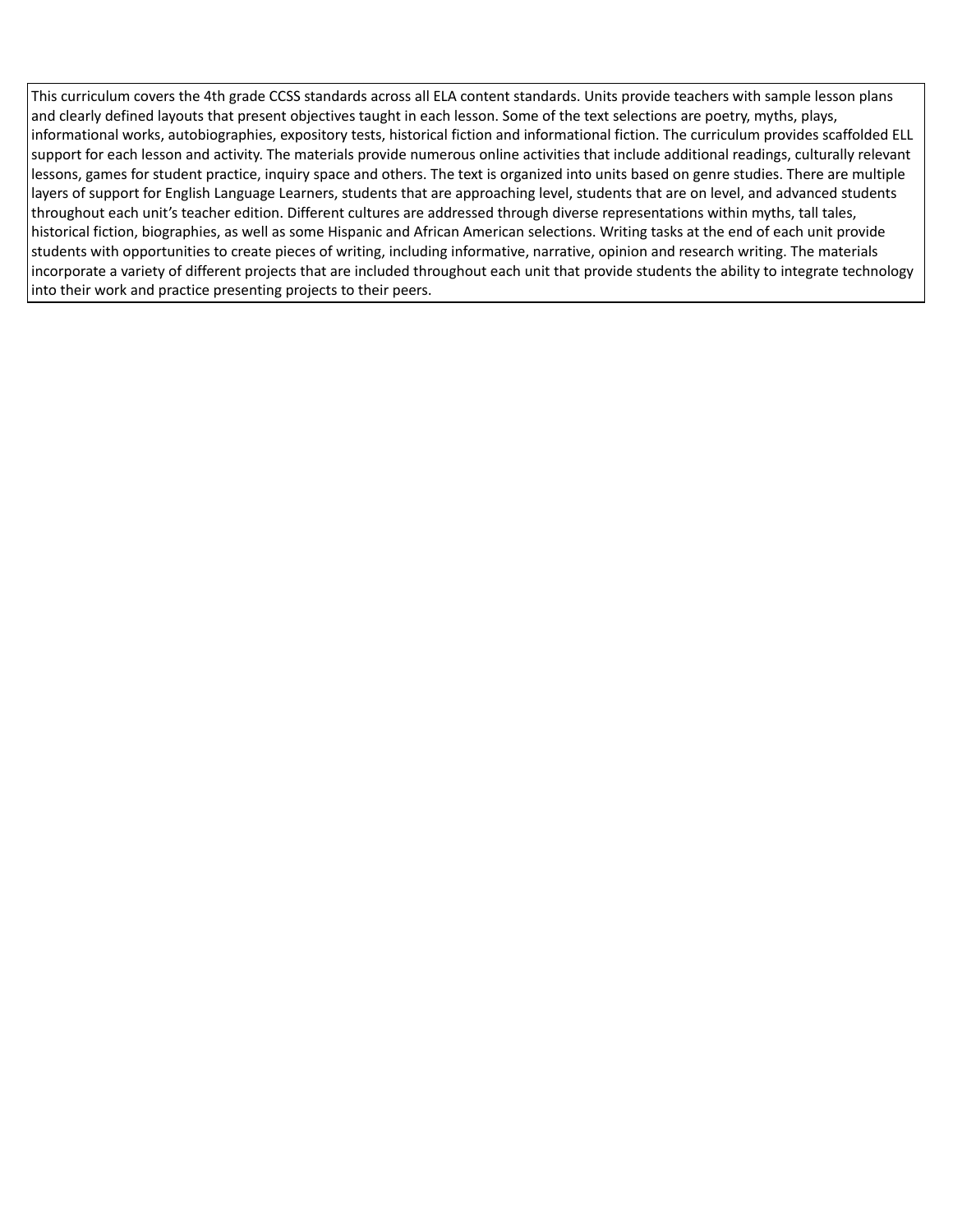This curriculum covers the 4th grade CCSS standards across all ELA content standards. Units provide teachers with sample lesson plans and clearly defined layouts that present objectives taught in each lesson. Some of the text selections are poetry, myths, plays, informational works, autobiographies, expository tests, historical fiction and informational fiction. The curriculum provides scaffolded ELL support for each lesson and activity. The materials provide numerous online activities that include additional readings, culturally relevant lessons, games for student practice, inquiry space and others. The text is organized into units based on genre studies. There are multiple layers of support for English Language Learners, students that are approaching level, students that are on level, and advanced students throughout each unit's teacher edition. Different cultures are addressed through diverse representations within myths, tall tales, historical fiction, biographies, as well as some Hispanic and African American selections. Writing tasks at the end of each unit provide students with opportunities to create pieces of writing, including informative, narrative, opinion and research writing. The materials incorporate a variety of different projects that are included throughout each unit that provide students the ability to integrate technology into their work and practice presenting projects to their peers.